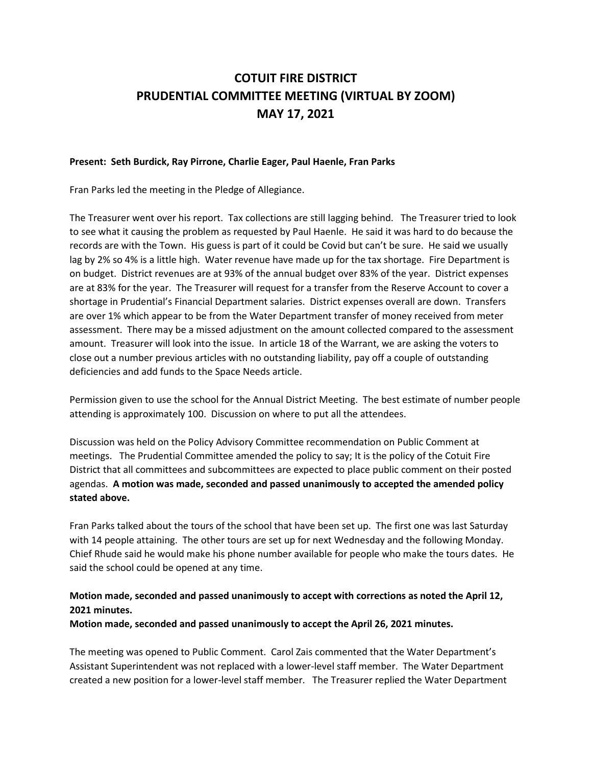# COTUIT FIRE DISTRICT
# PRUDENTIAL COMMITTEE MEETING (VIRTUAL BY ZOOM)
# MAY 17, 2021

**Present: Seth Burdick, Ray Pirrone, Charlie Eager, Paul Haenle, Fran Parks**

Fran Parks led the meeting in the Pledge of Allegiance.

The Treasurer went over his report. Tax collections are still lagging behind. The Treasurer tried to look to see what it causing the problem as requested by Paul Haenle. He said it was hard to do because the records are with the Town. His guess is part of it could be Covid but can't be sure. He said we usually lag by 2% so 4% is a little high. Water revenue have made up for the tax shortage. Fire Department is on budget. District revenues are at 93% of the annual budget over 83% of the year. District expenses are at 83% for the year. The Treasurer will request for a transfer from the Reserve Account to cover a shortage in Prudential's Financial Department salaries. District expenses overall are down. Transfers are over 1% which appear to be from the Water Department transfer of money received from meter assessment. There may be a missed adjustment on the amount collected compared to the assessment amount. Treasurer will look into the issue. In article 18 of the Warrant, we are asking the voters to close out a number previous articles with no outstanding liability, pay off a couple of outstanding deficiencies and add funds to the Space Needs article.

Permission given to use the school for the Annual District Meeting. The best estimate of number people attending is approximately 100. Discussion on where to put all the attendees.

Discussion was held on the Policy Advisory Committee recommendation on Public Comment at meetings. The Prudential Committee amended the policy to say; It is the policy of the Cotuit Fire District that all committees and subcommittees are expected to place public comment on their posted agendas. **A motion was made, seconded and passed unanimously to accepted the amended policy stated above.**

Fran Parks talked about the tours of the school that have been set up. The first one was last Saturday with 14 people attaining. The other tours are set up for next Wednesday and the following Monday. Chief Rhude said he would make his phone number available for people who make the tours dates. He said the school could be opened at any time.

**Motion made, seconded and passed unanimously to accept with corrections as noted the April 12, 2021 minutes.**
**Motion made, seconded and passed unanimously to accept the April 26, 2021 minutes.**

The meeting was opened to Public Comment. Carol Zais commented that the Water Department's Assistant Superintendent was not replaced with a lower-level staff member. The Water Department created a new position for a lower-level staff member. The Treasurer replied the Water Department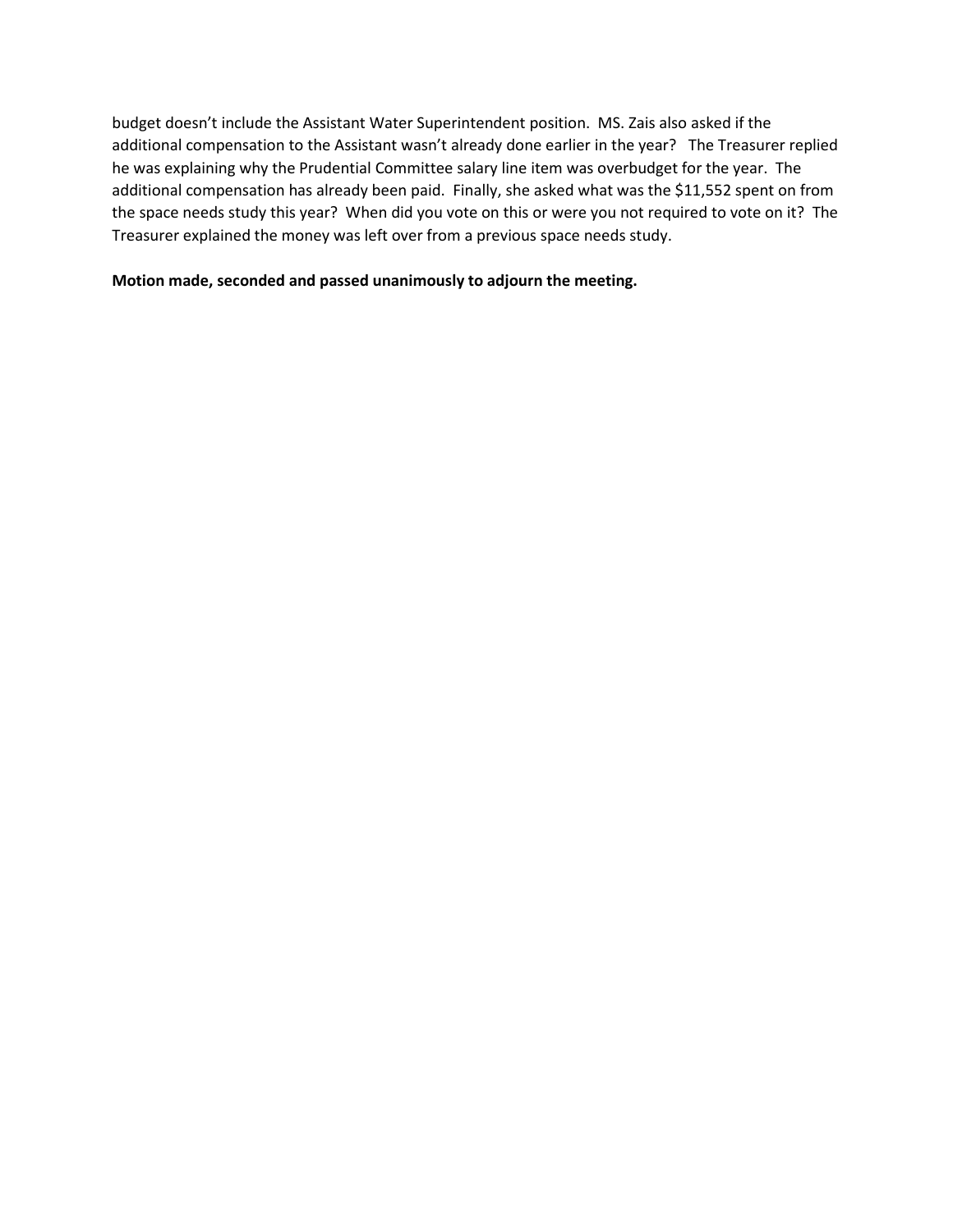budget doesn't include the Assistant Water Superintendent position. MS. Zais also asked if the additional compensation to the Assistant wasn't already done earlier in the year? The Treasurer replied he was explaining why the Prudential Committee salary line item was overbudget for the year. The additional compensation has already been paid. Finally, she asked what was the $11,552 spent on from the space needs study this year? When did you vote on this or were you not required to vote on it? The Treasurer explained the money was left over from a previous space needs study.

**Motion made, seconded and passed unanimously to adjourn the meeting.**